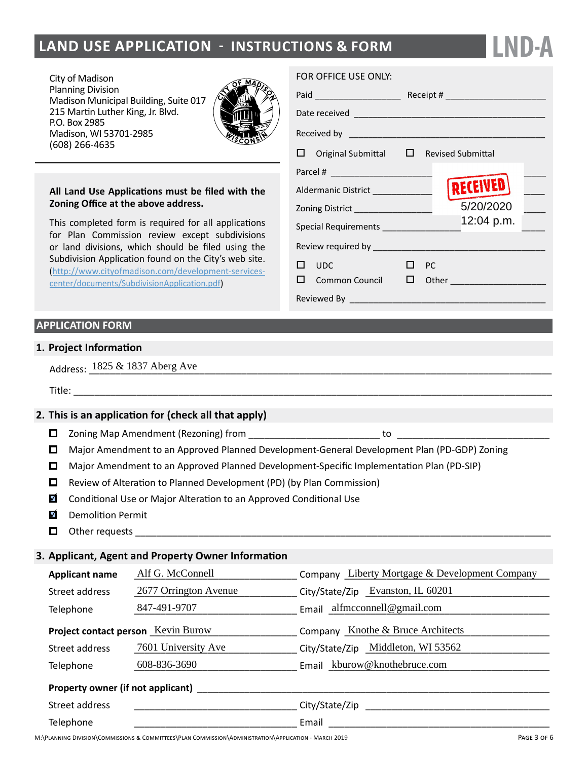# LAND USE APPLICATION - INSTRUCTIONS & FORM

**LND-A**

City of Madison
Planning Division
Madison Municipal Building, Suite 017
215 Martin Luther King, Jr. Blvd.
P.O. Box 2985
Madison, WI 53701-2985
(608) 266-4635

**All Land Use Applications must be filed with the Zoning Office at the above address.**

This completed form is required for all applications for Plan Commission review except subdivisions or land divisions, which should be filed using the Subdivision Application found on the City's web site. (http://www.cityofmadison.com/development-services-center/documents/SubdivisionApplication.pdf)

FOR OFFICE USE ONLY:

Paid ________________ Receipt # ____________________

Date received ____________________________________

Received by ______________________________________

☐ Original Submittal ☐ Revised Submittal

Parcel # ____________________

Aldermanic District ____________

Zoning District ______________

Special Requirements ______________

RECEIVED 5/20/2020 12:04 p.m.

Review required by ________________________________

☐ UDC ☐ PC

☐ Common Council ☐ Other __________________

Reviewed By ______________________________________

## APPLICATION FORM

### 1. Project Information

Address: 1825 & 1837 Aberg Ave

Title: ______________________________________________________________

### 2. This is an application for (check all that apply)

- ☐ Zoning Map Amendment (Rezoning) from ______________________ to ________________________
- ☐ Major Amendment to an Approved Planned Development-General Development Plan (PD-GDP) Zoning
- ☐ Major Amendment to an Approved Planned Development-Specific Implementation Plan (PD-SIP)
- ☐ Review of Alteration to Planned Development (PD) (by Plan Commission)
- ☑ Conditional Use or Major Alteration to an Approved Conditional Use
- ☑ Demolition Permit
- ☐ Other requests ______________________________________________________________

### 3. Applicant, Agent and Property Owner Information

**Applicant name** Alf G. McConnell Company Liberty Mortgage & Development Company

Street address 2677 Orrington Avenue City/State/Zip Evanston, IL 60201

Telephone 847-491-9707 Email alfmcconnell@gmail.com

**Project contact person** Kevin Burow Company Knothe & Bruce Architects

Street address 7601 University Ave City/State/Zip Middleton, WI 53562

Telephone 608-836-3690 Email kburow@knothebruce.com

**Property owner (if not applicant)** ______________________________________________

Street address ______________________ City/State/Zip ______________________

Telephone ______________________ Email ______________________

M:\Planning Division\Commissions & Committees\Plan Commission\Administration\Application - March 2019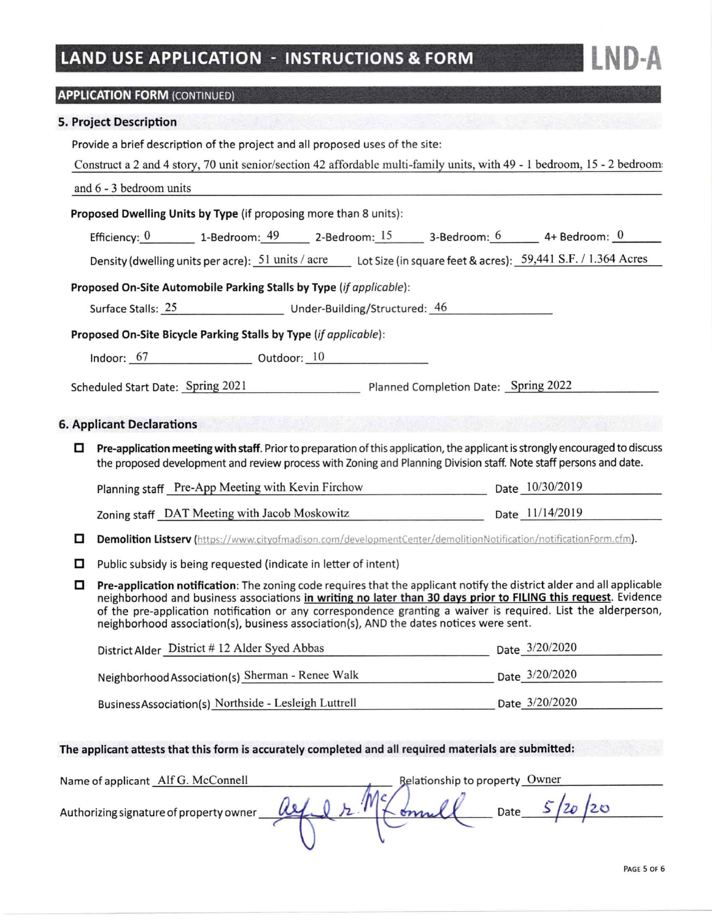# LAND USE APPLICATION - INSTRUCTIONS & FORM

**LND-A**

## APPLICATION FORM (CONTINUED)

### 5. Project Description

Provide a brief description of the project and all proposed uses of the site:

Construct a 2 and 4 story, 70 unit senior/section 42 affordable multi-family units, with 49 - 1 bedroom, 15 - 2 bedroom and 6 - 3 bedroom units

**Proposed Dwelling Units by Type** (if proposing more than 8 units):

Efficiency: 0 1-Bedroom: 49 2-Bedroom: 15 3-Bedroom: 6 4+ Bedroom: 0

Density (dwelling units per acre): 51 units / acre Lot Size (in square feet & acres): 59,441 S.F. / 1.364 Acres

**Proposed On-Site Automobile Parking Stalls by Type** (*if applicable*):

Surface Stalls: 25 Under-Building/Structured: 46

**Proposed On-Site Bicycle Parking Stalls by Type** (*if applicable*):

Indoor: 67 Outdoor: 10

Scheduled Start Date: Spring 2021 Planned Completion Date: Spring 2022

### 6. Applicant Declarations

☐ **Pre-application meeting with staff.** Prior to preparation of this application, the applicant is strongly encouraged to discuss the proposed development and review process with Zoning and Planning Division staff. Note staff persons and date.

Planning staff Pre-App Meeting with Kevin Firchow Date 10/30/2019

Zoning staff DAT Meeting with Jacob Moskowitz Date 11/14/2019

☐ **Demolition Listserv** (https://www.cityofmadison.com/developmentCenter/demolitionNotification/notificationForm.cfm).

☐ Public subsidy is being requested (indicate in letter of intent)

☐ **Pre-application notification**: The zoning code requires that the applicant notify the district alder and all applicable neighborhood and business associations **in writing no later than 30 days prior to FILING this request**. Evidence of the pre-application notification or any correspondence granting a waiver is required. List the alderperson, neighborhood association(s), business association(s), AND the dates notices were sent.

District Alder District # 12 Alder Syed Abbas Date 3/20/2020

Neighborhood Association(s) Sherman - Renee Walk Date 3/20/2020

Business Association(s) Northside - Lesleigh Luttrell Date 3/20/2020

**The applicant attests that this form is accurately completed and all required materials are submitted:**

Name of applicant Alf G. McConnell Relationship to property Owner

Authorizing signature of property owner *Alf G. Jr. McConnell* Date 5/20/20